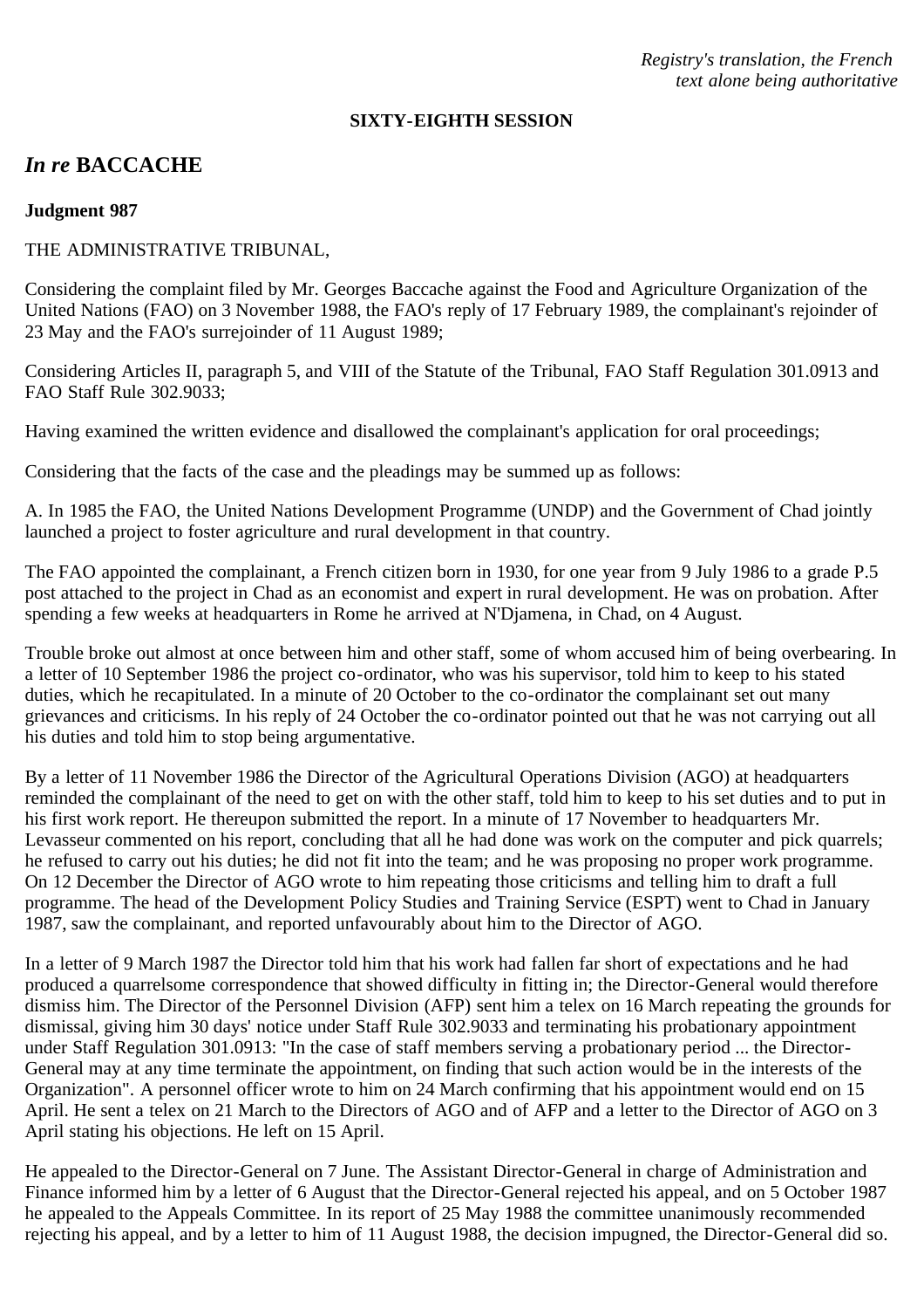*Registry's translation, the French text alone being authoritative*

**SIXTY-EIGHTH SESSION**

## *In re* BACCACHE

**Judgment 987**

THE ADMINISTRATIVE TRIBUNAL,

Considering the complaint filed by Mr. Georges Baccache against the Food and Agriculture Organization of the United Nations (FAO) on 3 November 1988, the FAO's reply of 17 February 1989, the complainant's rejoinder of 23 May and the FAO's surrejoinder of 11 August 1989;

Considering Articles II, paragraph 5, and VIII of the Statute of the Tribunal, FAO Staff Regulation 301.0913 and FAO Staff Rule 302.9033;

Having examined the written evidence and disallowed the complainant's application for oral proceedings;

Considering that the facts of the case and the pleadings may be summed up as follows:

A. In 1985 the FAO, the United Nations Development Programme (UNDP) and the Government of Chad jointly launched a project to foster agriculture and rural development in that country.

The FAO appointed the complainant, a French citizen born in 1930, for one year from 9 July 1986 to a grade P.5 post attached to the project in Chad as an economist and expert in rural development. He was on probation. After spending a few weeks at headquarters in Rome he arrived at N'Djamena, in Chad, on 4 August.

Trouble broke out almost at once between him and other staff, some of whom accused him of being overbearing. In a letter of 10 September 1986 the project co-ordinator, who was his supervisor, told him to keep to his stated duties, which he recapitulated. In a minute of 20 October to the co-ordinator the complainant set out many grievances and criticisms. In his reply of 24 October the co-ordinator pointed out that he was not carrying out all his duties and told him to stop being argumentative.

By a letter of 11 November 1986 the Director of the Agricultural Operations Division (AGO) at headquarters reminded the complainant of the need to get on with the other staff, told him to keep to his set duties and to put in his first work report. He thereupon submitted the report. In a minute of 17 November to headquarters Mr. Levasseur commented on his report, concluding that all he had done was work on the computer and pick quarrels; he refused to carry out his duties; he did not fit into the team; and he was proposing no proper work programme. On 12 December the Director of AGO wrote to him repeating those criticisms and telling him to draft a full programme. The head of the Development Policy Studies and Training Service (ESPT) went to Chad in January 1987, saw the complainant, and reported unfavourably about him to the Director of AGO.

In a letter of 9 March 1987 the Director told him that his work had fallen far short of expectations and he had produced a quarrelsome correspondence that showed difficulty in fitting in; the Director-General would therefore dismiss him. The Director of the Personnel Division (AFP) sent him a telex on 16 March repeating the grounds for dismissal, giving him 30 days' notice under Staff Rule 302.9033 and terminating his probationary appointment under Staff Regulation 301.0913: "In the case of staff members serving a probationary period ... the Director-General may at any time terminate the appointment, on finding that such action would be in the interests of the Organization". A personnel officer wrote to him on 24 March confirming that his appointment would end on 15 April. He sent a telex on 21 March to the Directors of AGO and of AFP and a letter to the Director of AGO on 3 April stating his objections. He left on 15 April.

He appealed to the Director-General on 7 June. The Assistant Director-General in charge of Administration and Finance informed him by a letter of 6 August that the Director-General rejected his appeal, and on 5 October 1987 he appealed to the Appeals Committee. In its report of 25 May 1988 the committee unanimously recommended rejecting his appeal, and by a letter to him of 11 August 1988, the decision impugned, the Director-General did so.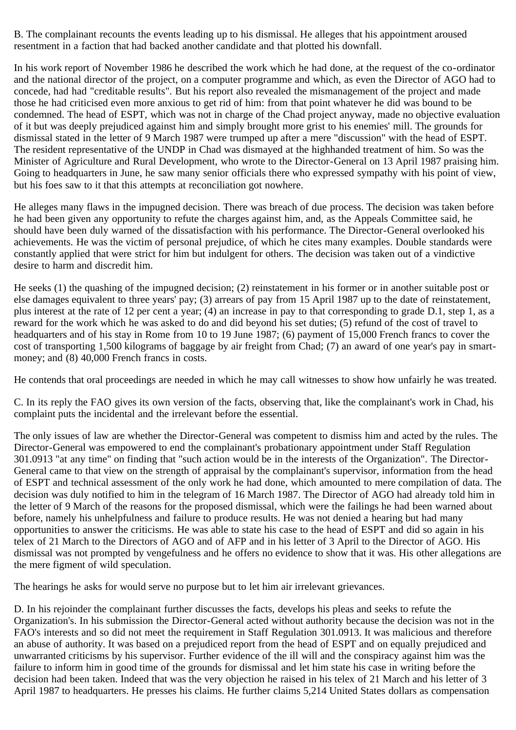B. The complainant recounts the events leading up to his dismissal. He alleges that his appointment aroused resentment in a faction that had backed another candidate and that plotted his downfall.

In his work report of November 1986 he described the work which he had done, at the request of the co-ordinator and the national director of the project, on a computer programme and which, as even the Director of AGO had to concede, had had "creditable results". But his report also revealed the mismanagement of the project and made those he had criticised even more anxious to get rid of him: from that point whatever he did was bound to be condemned. The head of ESPT, which was not in charge of the Chad project anyway, made no objective evaluation of it but was deeply prejudiced against him and simply brought more grist to his enemies' mill. The grounds for dismissal stated in the letter of 9 March 1987 were trumped up after a mere "discussion" with the head of ESPT. The resident representative of the UNDP in Chad was dismayed at the highhanded treatment of him. So was the Minister of Agriculture and Rural Development, who wrote to the Director-General on 13 April 1987 praising him. Going to headquarters in June, he saw many senior officials there who expressed sympathy with his point of view, but his foes saw to it that this attempts at reconciliation got nowhere.

He alleges many flaws in the impugned decision. There was breach of due process. The decision was taken before he had been given any opportunity to refute the charges against him, and, as the Appeals Committee said, he should have been duly warned of the dissatisfaction with his performance. The Director-General overlooked his achievements. He was the victim of personal prejudice, of which he cites many examples. Double standards were constantly applied that were strict for him but indulgent for others. The decision was taken out of a vindictive desire to harm and discredit him.

He seeks (1) the quashing of the impugned decision; (2) reinstatement in his former or in another suitable post or else damages equivalent to three years' pay; (3) arrears of pay from 15 April 1987 up to the date of reinstatement, plus interest at the rate of 12 per cent a year; (4) an increase in pay to that corresponding to grade D.1, step 1, as a reward for the work which he was asked to do and did beyond his set duties; (5) refund of the cost of travel to headquarters and of his stay in Rome from 10 to 19 June 1987; (6) payment of 15,000 French francs to cover the cost of transporting 1,500 kilograms of baggage by air freight from Chad; (7) an award of one year's pay in smart-money; and (8) 40,000 French francs in costs.

He contends that oral proceedings are needed in which he may call witnesses to show how unfairly he was treated.

C. In its reply the FAO gives its own version of the facts, observing that, like the complainant's work in Chad, his complaint puts the incidental and the irrelevant before the essential.

The only issues of law are whether the Director-General was competent to dismiss him and acted by the rules. The Director-General was empowered to end the complainant's probationary appointment under Staff Regulation 301.0913 "at any time" on finding that "such action would be in the interests of the Organization". The Director-General came to that view on the strength of appraisal by the complainant's supervisor, information from the head of ESPT and technical assessment of the only work he had done, which amounted to mere compilation of data. The decision was duly notified to him in the telegram of 16 March 1987. The Director of AGO had already told him in the letter of 9 March of the reasons for the proposed dismissal, which were the failings he had been warned about before, namely his unhelpfulness and failure to produce results. He was not denied a hearing but had many opportunities to answer the criticisms. He was able to state his case to the head of ESPT and did so again in his telex of 21 March to the Directors of AGO and of AFP and in his letter of 3 April to the Director of AGO. His dismissal was not prompted by vengefulness and he offers no evidence to show that it was. His other allegations are the mere figment of wild speculation.

The hearings he asks for would serve no purpose but to let him air irrelevant grievances.

D. In his rejoinder the complainant further discusses the facts, develops his pleas and seeks to refute the Organization's. In his submission the Director-General acted without authority because the decision was not in the FAO's interests and so did not meet the requirement in Staff Regulation 301.0913. It was malicious and therefore an abuse of authority. It was based on a prejudiced report from the head of ESPT and on equally prejudiced and unwarranted criticisms by his supervisor. Further evidence of the ill will and the conspiracy against him was the failure to inform him in good time of the grounds for dismissal and let him state his case in writing before the decision had been taken. Indeed that was the very objection he raised in his telex of 21 March and his letter of 3 April 1987 to headquarters. He presses his claims. He further claims 5,214 United States dollars as compensation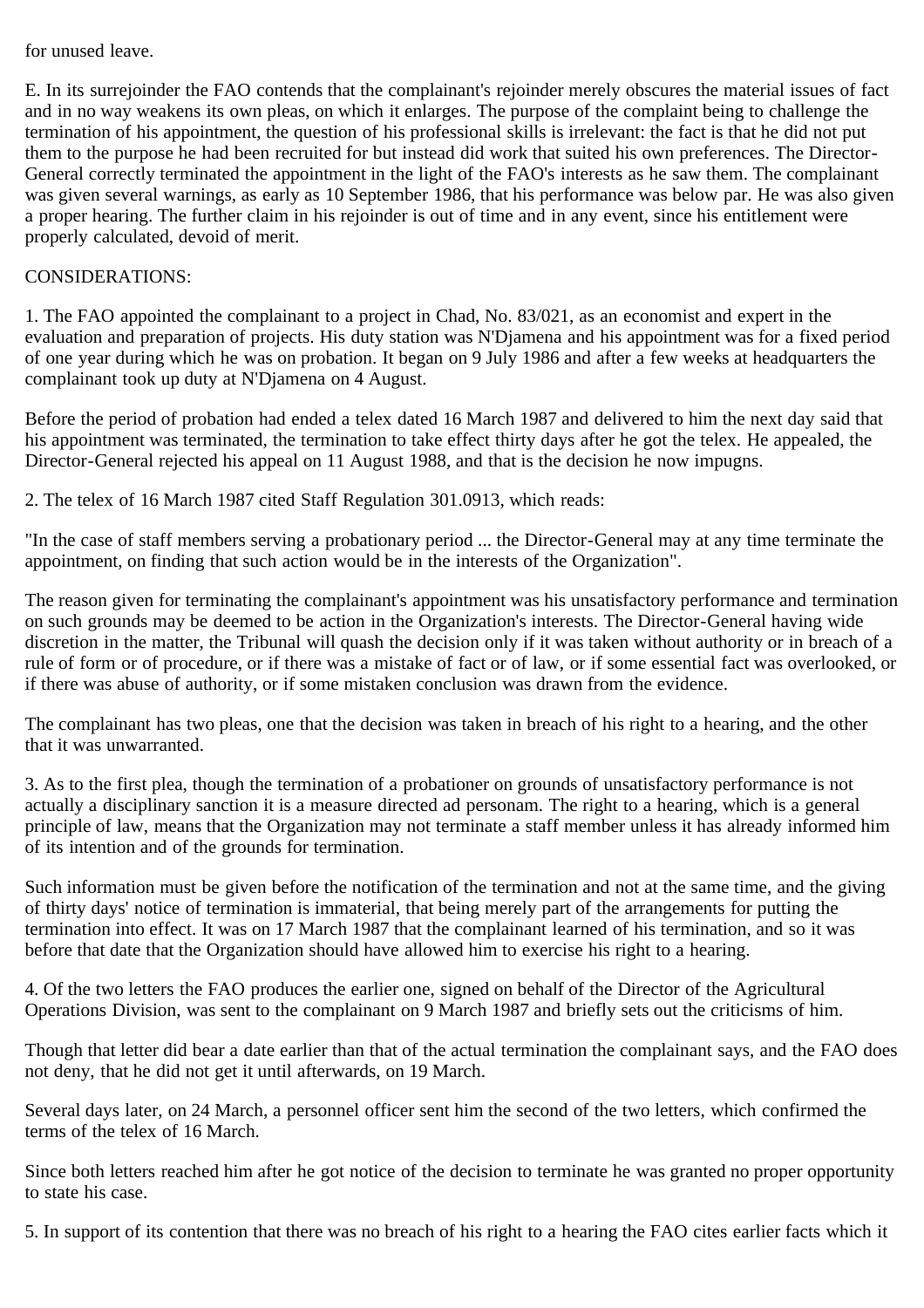for unused leave.

E. In its surrejoinder the FAO contends that the complainant's rejoinder merely obscures the material issues of fact and in no way weakens its own pleas, on which it enlarges. The purpose of the complaint being to challenge the termination of his appointment, the question of his professional skills is irrelevant: the fact is that he did not put them to the purpose he had been recruited for but instead did work that suited his own preferences. The Director-General correctly terminated the appointment in the light of the FAO's interests as he saw them. The complainant was given several warnings, as early as 10 September 1986, that his performance was below par. He was also given a proper hearing. The further claim in his rejoinder is out of time and in any event, since his entitlement were properly calculated, devoid of merit.

CONSIDERATIONS:

1. The FAO appointed the complainant to a project in Chad, No. 83/021, as an economist and expert in the evaluation and preparation of projects. His duty station was N'Djamena and his appointment was for a fixed period of one year during which he was on probation. It began on 9 July 1986 and after a few weeks at headquarters the complainant took up duty at N'Djamena on 4 August.

Before the period of probation had ended a telex dated 16 March 1987 and delivered to him the next day said that his appointment was terminated, the termination to take effect thirty days after he got the telex. He appealed, the Director-General rejected his appeal on 11 August 1988, and that is the decision he now impugns.

2. The telex of 16 March 1987 cited Staff Regulation 301.0913, which reads:

"In the case of staff members serving a probationary period ... the Director-General may at any time terminate the appointment, on finding that such action would be in the interests of the Organization".

The reason given for terminating the complainant's appointment was his unsatisfactory performance and termination on such grounds may be deemed to be action in the Organization's interests. The Director-General having wide discretion in the matter, the Tribunal will quash the decision only if it was taken without authority or in breach of a rule of form or of procedure, or if there was a mistake of fact or of law, or if some essential fact was overlooked, or if there was abuse of authority, or if some mistaken conclusion was drawn from the evidence.

The complainant has two pleas, one that the decision was taken in breach of his right to a hearing, and the other that it was unwarranted.

3. As to the first plea, though the termination of a probationer on grounds of unsatisfactory performance is not actually a disciplinary sanction it is a measure directed ad personam. The right to a hearing, which is a general principle of law, means that the Organization may not terminate a staff member unless it has already informed him of its intention and of the grounds for termination.

Such information must be given before the notification of the termination and not at the same time, and the giving of thirty days' notice of termination is immaterial, that being merely part of the arrangements for putting the termination into effect. It was on 17 March 1987 that the complainant learned of his termination, and so it was before that date that the Organization should have allowed him to exercise his right to a hearing.

4. Of the two letters the FAO produces the earlier one, signed on behalf of the Director of the Agricultural Operations Division, was sent to the complainant on 9 March 1987 and briefly sets out the criticisms of him.

Though that letter did bear a date earlier than that of the actual termination the complainant says, and the FAO does not deny, that he did not get it until afterwards, on 19 March.

Several days later, on 24 March, a personnel officer sent him the second of the two letters, which confirmed the terms of the telex of 16 March.

Since both letters reached him after he got notice of the decision to terminate he was granted no proper opportunity to state his case.

5. In support of its contention that there was no breach of his right to a hearing the FAO cites earlier facts which it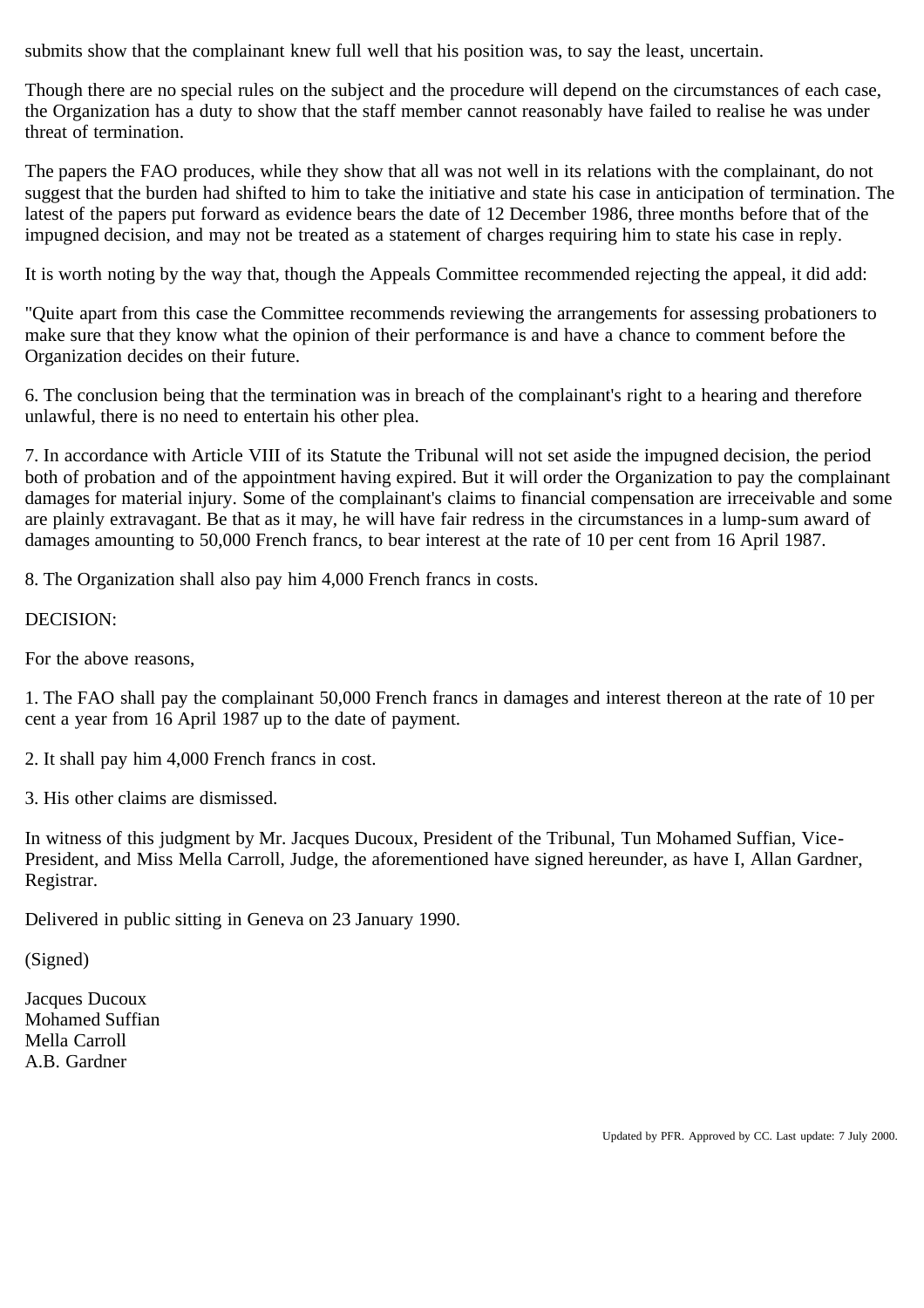submits show that the complainant knew full well that his position was, to say the least, uncertain.

Though there are no special rules on the subject and the procedure will depend on the circumstances of each case, the Organization has a duty to show that the staff member cannot reasonably have failed to realise he was under threat of termination.

The papers the FAO produces, while they show that all was not well in its relations with the complainant, do not suggest that the burden had shifted to him to take the initiative and state his case in anticipation of termination. The latest of the papers put forward as evidence bears the date of 12 December 1986, three months before that of the impugned decision, and may not be treated as a statement of charges requiring him to state his case in reply.

It is worth noting by the way that, though the Appeals Committee recommended rejecting the appeal, it did add:

"Quite apart from this case the Committee recommends reviewing the arrangements for assessing probationers to make sure that they know what the opinion of their performance is and have a chance to comment before the Organization decides on their future.

6. The conclusion being that the termination was in breach of the complainant's right to a hearing and therefore unlawful, there is no need to entertain his other plea.

7. In accordance with Article VIII of its Statute the Tribunal will not set aside the impugned decision, the period both of probation and of the appointment having expired. But it will order the Organization to pay the complainant damages for material injury. Some of the complainant's claims to financial compensation are irreceivable and some are plainly extravagant. Be that as it may, he will have fair redress in the circumstances in a lump-sum award of damages amounting to 50,000 French francs, to bear interest at the rate of 10 per cent from 16 April 1987.

8. The Organization shall also pay him 4,000 French francs in costs.

DECISION:

For the above reasons,

1. The FAO shall pay the complainant 50,000 French francs in damages and interest thereon at the rate of 10 per cent a year from 16 April 1987 up to the date of payment.

2. It shall pay him 4,000 French francs in cost.

3. His other claims are dismissed.

In witness of this judgment by Mr. Jacques Ducoux, President of the Tribunal, Tun Mohamed Suffian, Vice-President, and Miss Mella Carroll, Judge, the aforementioned have signed hereunder, as have I, Allan Gardner, Registrar.

Delivered in public sitting in Geneva on 23 January 1990.

(Signed)

Jacques Ducoux
Mohamed Suffian
Mella Carroll
A.B. Gardner

Updated by PFR. Approved by CC. Last update: 7 July 2000.